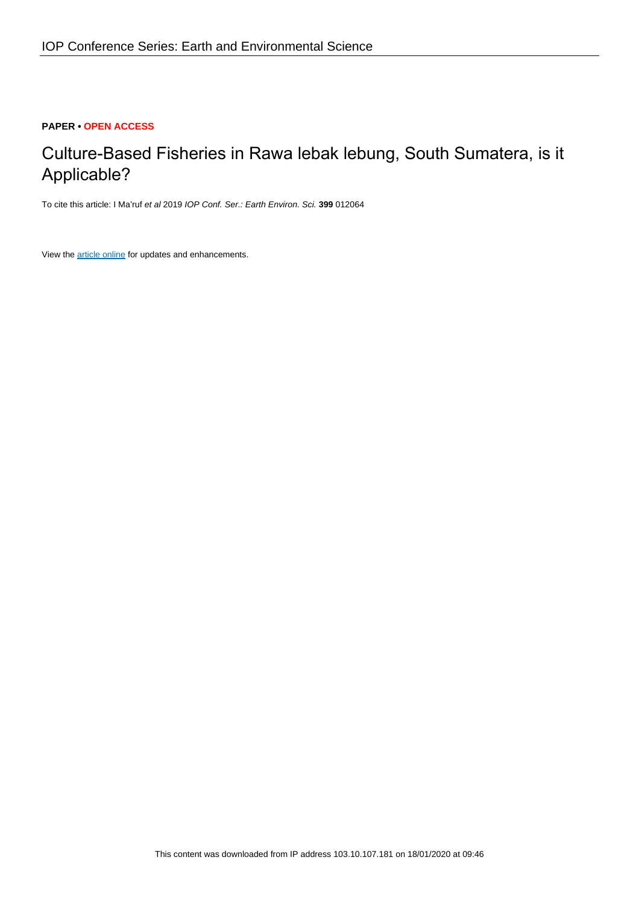**PAPER • OPEN ACCESS**

# Culture-Based Fisheries in Rawa lebak lebung, South Sumatera, is it Applicable?

To cite this article: I Ma'ruf *et al* 2019 *IOP Conf. Ser.: Earth Environ. Sci.* **399** 012064

View the article online for updates and enhancements.

This content was downloaded from IP address 103.10.107.181 on 18/01/2020 at 09:46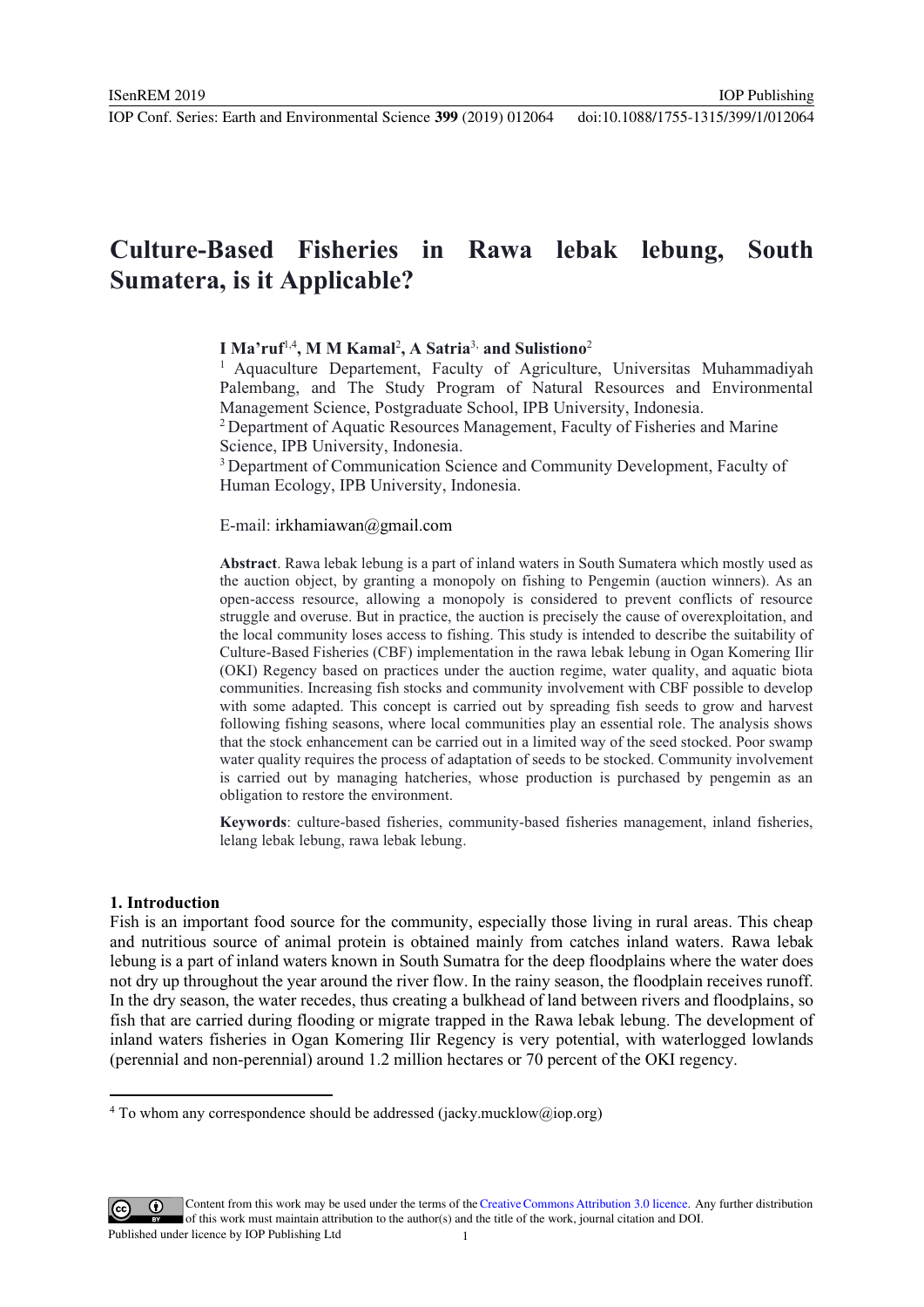# Culture-Based Fisheries in Rawa lebak lebung, South Sumatera, is it Applicable?

**I Ma'ruf**[1,4]**, M M Kamal**[2]**, A Satria**[3]**, and Sulistiono**[2]

[1] Aquaculture Departement, Faculty of Agriculture, Universitas Muhammadiyah Palembang, and The Study Program of Natural Resources and Environmental Management Science, Postgraduate School, IPB University, Indonesia.
[2] Department of Aquatic Resources Management, Faculty of Fisheries and Marine Science, IPB University, Indonesia.
[3] Department of Communication Science and Community Development, Faculty of Human Ecology, IPB University, Indonesia.

E-mail: irkhamiawan@gmail.com

**Abstract**. Rawa lebak lebung is a part of inland waters in South Sumatera which mostly used as the auction object, by granting a monopoly on fishing to Pengemin (auction winners). As an open-access resource, allowing a monopoly is considered to prevent conflicts of resource struggle and overuse. But in practice, the auction is precisely the cause of overexploitation, and the local community loses access to fishing. This study is intended to describe the suitability of Culture-Based Fisheries (CBF) implementation in the rawa lebak lebung in Ogan Komering Ilir (OKI) Regency based on practices under the auction regime, water quality, and aquatic biota communities. Increasing fish stocks and community involvement with CBF possible to develop with some adapted. This concept is carried out by spreading fish seeds to grow and harvest following fishing seasons, where local communities play an essential role. The analysis shows that the stock enhancement can be carried out in a limited way of the seed stocked. Poor swamp water quality requires the process of adaptation of seeds to be stocked. Community involvement is carried out by managing hatcheries, whose production is purchased by pengemin as an obligation to restore the environment.

**Keywords**: culture-based fisheries, community-based fisheries management, inland fisheries, lelang lebak lebung, rawa lebak lebung.

## 1. Introduction

Fish is an important food source for the community, especially those living in rural areas. This cheap and nutritious source of animal protein is obtained mainly from catches inland waters. Rawa lebak lebung is a part of inland waters known in South Sumatra for the deep floodplains where the water does not dry up throughout the year around the river flow. In the rainy season, the floodplain receives runoff. In the dry season, the water recedes, thus creating a bulkhead of land between rivers and floodplains, so fish that are carried during flooding or migrate trapped in the Rawa lebak lebung. The development of inland waters fisheries in Ogan Komering Ilir Regency is very potential, with waterlogged lowlands (perennial and non-perennial) around 1.2 million hectares or 70 percent of the OKI regency.

[4] To whom any correspondence should be addressed (jacky.mucklow@iop.org)

Content from this work may be used under the terms of the Creative Commons Attribution 3.0 licence. Any further distribution of this work must maintain attribution to the author(s) and the title of the work, journal citation and DOI.
Published under licence by IOP Publishing Ltd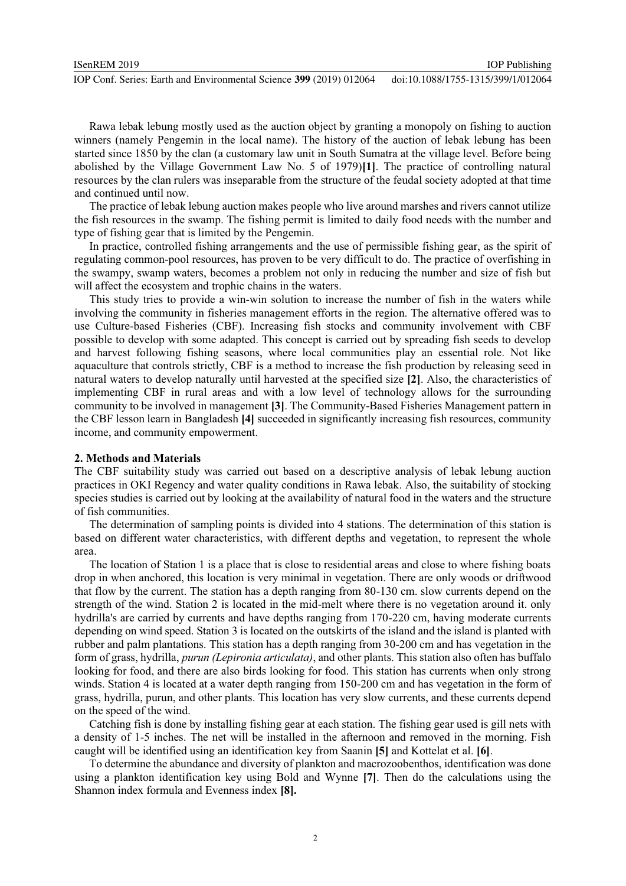Rawa lebak lebung mostly used as the auction object by granting a monopoly on fishing to auction winners (namely Pengemin in the local name). The history of the auction of lebak lebung has been started since 1850 by the clan (a customary law unit in South Sumatra at the village level. Before being abolished by the Village Government Law No. 5 of 1979)**[1]**. The practice of controlling natural resources by the clan rulers was inseparable from the structure of the feudal society adopted at that time and continued until now.

The practice of lebak lebung auction makes people who live around marshes and rivers cannot utilize the fish resources in the swamp. The fishing permit is limited to daily food needs with the number and type of fishing gear that is limited by the Pengemin.

In practice, controlled fishing arrangements and the use of permissible fishing gear, as the spirit of regulating common-pool resources, has proven to be very difficult to do. The practice of overfishing in the swampy, swamp waters, becomes a problem not only in reducing the number and size of fish but will affect the ecosystem and trophic chains in the waters.

This study tries to provide a win-win solution to increase the number of fish in the waters while involving the community in fisheries management efforts in the region. The alternative offered was to use Culture-based Fisheries (CBF). Increasing fish stocks and community involvement with CBF possible to develop with some adapted. This concept is carried out by spreading fish seeds to develop and harvest following fishing seasons, where local communities play an essential role. Not like aquaculture that controls strictly, CBF is a method to increase the fish production by releasing seed in natural waters to develop naturally until harvested at the specified size **[2]**. Also, the characteristics of implementing CBF in rural areas and with a low level of technology allows for the surrounding community to be involved in management **[3]**. The Community-Based Fisheries Management pattern in the CBF lesson learn in Bangladesh **[4]** succeeded in significantly increasing fish resources, community income, and community empowerment.

## 2. Methods and Materials

The CBF suitability study was carried out based on a descriptive analysis of lebak lebung auction practices in OKI Regency and water quality conditions in Rawa lebak. Also, the suitability of stocking species studies is carried out by looking at the availability of natural food in the waters and the structure of fish communities.

The determination of sampling points is divided into 4 stations. The determination of this station is based on different water characteristics, with different depths and vegetation, to represent the whole area.

The location of Station 1 is a place that is close to residential areas and close to where fishing boats drop in when anchored, this location is very minimal in vegetation. There are only woods or driftwood that flow by the current. The station has a depth ranging from 80-130 cm. slow currents depend on the strength of the wind. Station 2 is located in the mid-melt where there is no vegetation around it. only hydrilla's are carried by currents and have depths ranging from 170-220 cm, having moderate currents depending on wind speed. Station 3 is located on the outskirts of the island and the island is planted with rubber and palm plantations. This station has a depth ranging from 30-200 cm and has vegetation in the form of grass, hydrilla, *purun (Lepironia articulata)*, and other plants. This station also often has buffalo looking for food, and there are also birds looking for food. This station has currents when only strong winds. Station 4 is located at a water depth ranging from 150-200 cm and has vegetation in the form of grass, hydrilla, purun, and other plants. This location has very slow currents, and these currents depend on the speed of the wind.

Catching fish is done by installing fishing gear at each station. The fishing gear used is gill nets with a density of 1-5 inches. The net will be installed in the afternoon and removed in the morning. Fish caught will be identified using an identification key from Saanin **[5]** and Kottelat et al. **[6]**.

To determine the abundance and diversity of plankton and macrozoobenthos, identification was done using a plankton identification key using Bold and Wynne **[7]**. Then do the calculations using the Shannon index formula and Evenness index **[8].**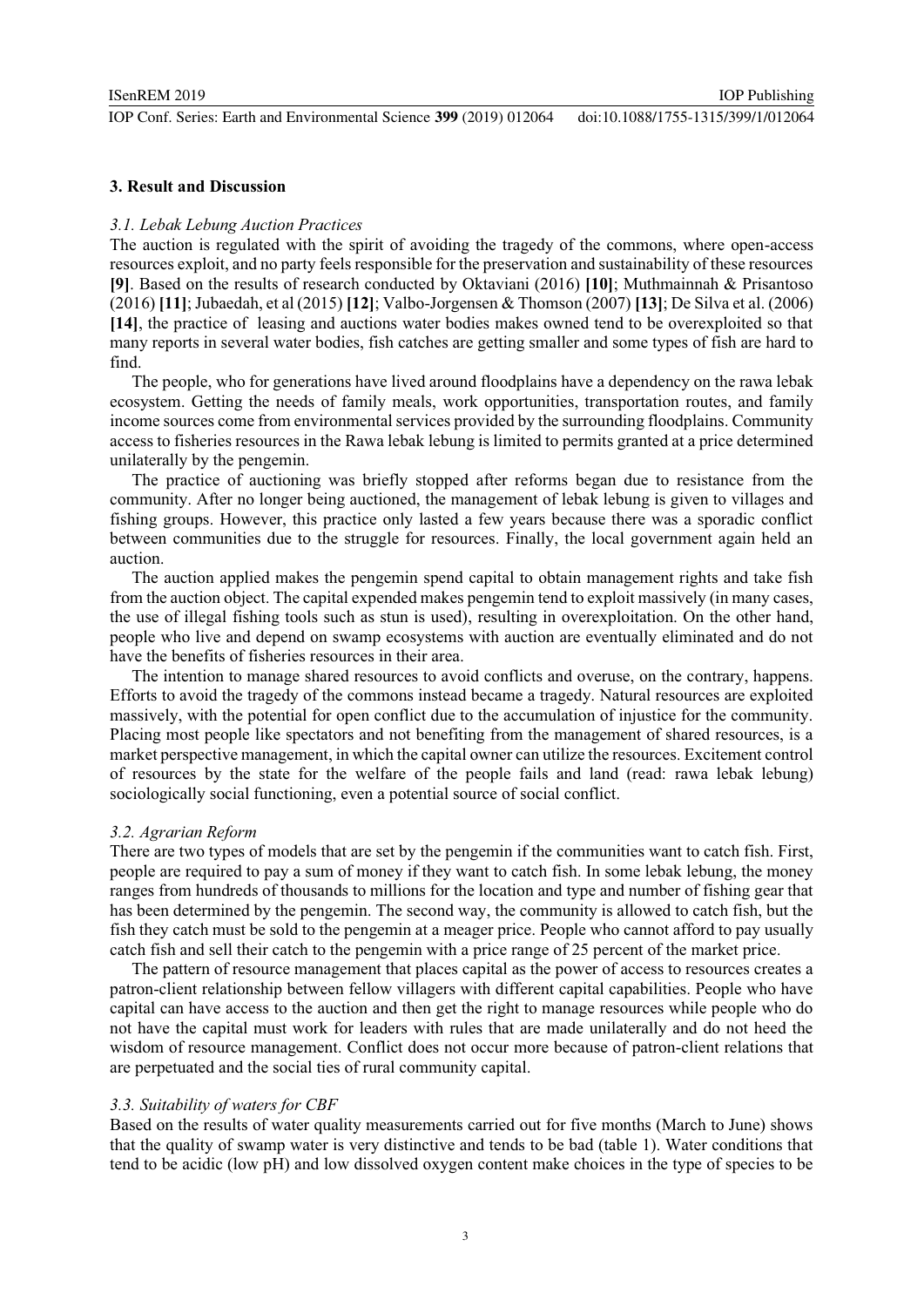## 3. Result and Discussion

### *3.1. Lebak Lebung Auction Practices*

The auction is regulated with the spirit of avoiding the tragedy of the commons, where open-access resources exploit, and no party feels responsible for the preservation and sustainability of these resources **[9]**. Based on the results of research conducted by Oktaviani (2016) **[10]**; Muthmainnah & Prisantoso (2016) **[11]**; Jubaedah, et al (2015) **[12]**; Valbo-Jorgensen & Thomson (2007) **[13]**; De Silva et al. (2006) **[14]**, the practice of leasing and auctions water bodies makes owned tend to be overexploited so that many reports in several water bodies, fish catches are getting smaller and some types of fish are hard to find.

The people, who for generations have lived around floodplains have a dependency on the rawa lebak ecosystem. Getting the needs of family meals, work opportunities, transportation routes, and family income sources come from environmental services provided by the surrounding floodplains. Community access to fisheries resources in the Rawa lebak lebung is limited to permits granted at a price determined unilaterally by the pengemin.

The practice of auctioning was briefly stopped after reforms began due to resistance from the community. After no longer being auctioned, the management of lebak lebung is given to villages and fishing groups. However, this practice only lasted a few years because there was a sporadic conflict between communities due to the struggle for resources. Finally, the local government again held an auction.

The auction applied makes the pengemin spend capital to obtain management rights and take fish from the auction object. The capital expended makes pengemin tend to exploit massively (in many cases, the use of illegal fishing tools such as stun is used), resulting in overexploitation. On the other hand, people who live and depend on swamp ecosystems with auction are eventually eliminated and do not have the benefits of fisheries resources in their area.

The intention to manage shared resources to avoid conflicts and overuse, on the contrary, happens. Efforts to avoid the tragedy of the commons instead became a tragedy. Natural resources are exploited massively, with the potential for open conflict due to the accumulation of injustice for the community. Placing most people like spectators and not benefiting from the management of shared resources, is a market perspective management, in which the capital owner can utilize the resources. Excitement control of resources by the state for the welfare of the people fails and land (read: rawa lebak lebung) sociologically social functioning, even a potential source of social conflict.

### *3.2. Agrarian Reform*

There are two types of models that are set by the pengemin if the communities want to catch fish. First, people are required to pay a sum of money if they want to catch fish. In some lebak lebung, the money ranges from hundreds of thousands to millions for the location and type and number of fishing gear that has been determined by the pengemin. The second way, the community is allowed to catch fish, but the fish they catch must be sold to the pengemin at a meager price. People who cannot afford to pay usually catch fish and sell their catch to the pengemin with a price range of 25 percent of the market price.

The pattern of resource management that places capital as the power of access to resources creates a patron-client relationship between fellow villagers with different capital capabilities. People who have capital can have access to the auction and then get the right to manage resources while people who do not have the capital must work for leaders with rules that are made unilaterally and do not heed the wisdom of resource management. Conflict does not occur more because of patron-client relations that are perpetuated and the social ties of rural community capital.

### *3.3. Suitability of waters for CBF*

Based on the results of water quality measurements carried out for five months (March to June) shows that the quality of swamp water is very distinctive and tends to be bad (table 1). Water conditions that tend to be acidic (low pH) and low dissolved oxygen content make choices in the type of species to be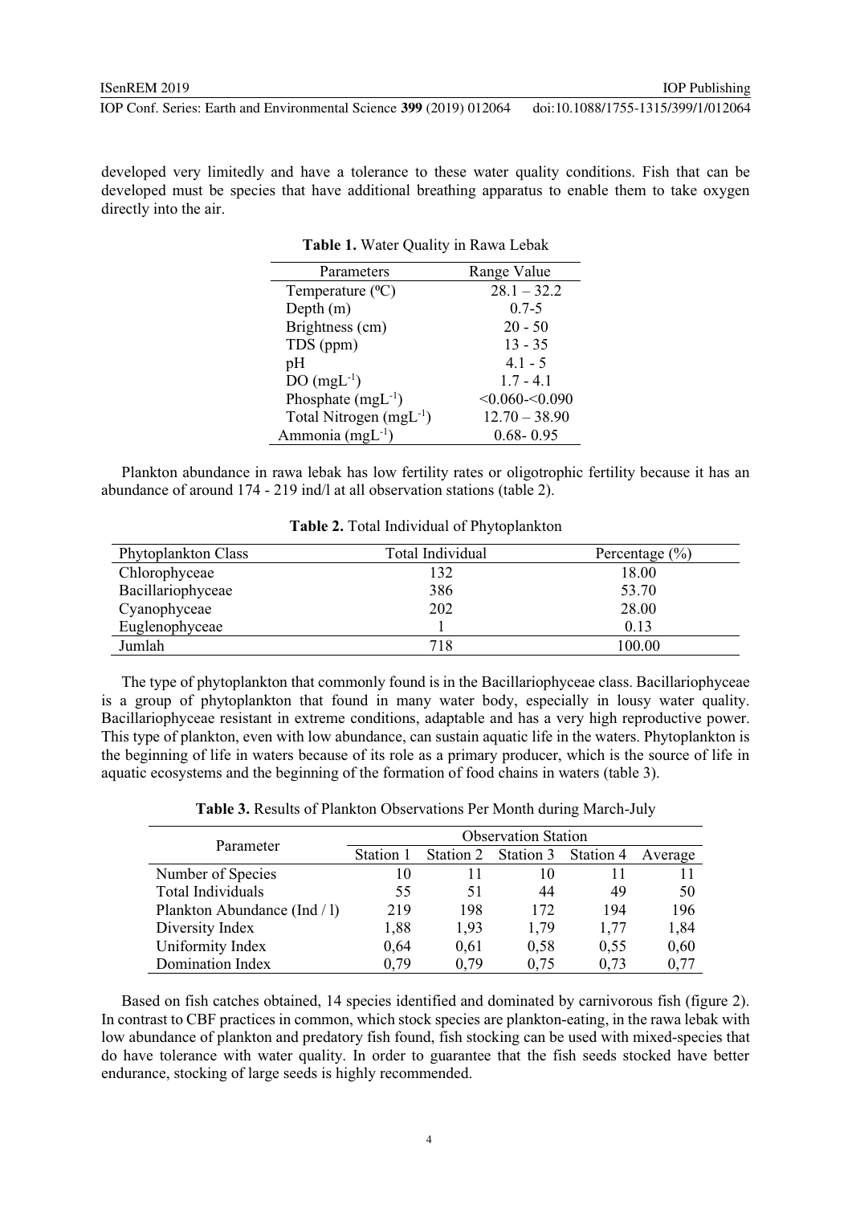developed very limitedly and have a tolerance to these water quality conditions. Fish that can be developed must be species that have additional breathing apparatus to enable them to take oxygen directly into the air.

**Table 1.** Water Quality in Rawa Lebak

| Parameters | Range Value |
|---|---|
| Temperature (ºC) | 28.1 – 32.2 |
| Depth (m) | 0.7-5 |
| Brightness (cm) | 20 - 50 |
| TDS (ppm) | 13 - 35 |
| pH | 4.1 - 5 |
| DO ($mgL^{-1}$) | 1.7 - 4.1 |
| Phosphate ($mgL^{-1}$) | <0.060-<0.090 |
| Total Nitrogen ($mgL^{-1}$) | 12.70 – 38.90 |
| Ammonia ($mgL^{-1}$) | 0.68- 0.95 |

Plankton abundance in rawa lebak has low fertility rates or oligotrophic fertility because it has an abundance of around 174 - 219 ind/l at all observation stations (table 2).

**Table 2.** Total Individual of Phytoplankton

| Phytoplankton Class | Total Individual | Percentage (%) |
|---|---|---|
| Chlorophyceae | 132 | 18.00 |
| Bacillariophyceae | 386 | 53.70 |
| Cyanophyceae | 202 | 28.00 |
| Euglenophyceae | 1 | 0.13 |
| Jumlah | 718 | 100.00 |

The type of phytoplankton that commonly found is in the Bacillariophyceae class. Bacillariophyceae is a group of phytoplankton that found in many water body, especially in lousy water quality. Bacillariophyceae resistant in extreme conditions, adaptable and has a very high reproductive power. This type of plankton, even with low abundance, can sustain aquatic life in the waters. Phytoplankton is the beginning of life in waters because of its role as a primary producer, which is the source of life in aquatic ecosystems and the beginning of the formation of food chains in waters (table 3).

**Table 3.** Results of Plankton Observations Per Month during March-July

| Parameter | Observation Station | | | | |
|---|---|---|---|---|---|
| | Station 1 | Station 2 | Station 3 | Station 4 | Average |
| Number of Species | 10 | 11 | 10 | 11 | 11 |
| Total Individuals | 55 | 51 | 44 | 49 | 50 |
| Plankton Abundance (Ind / l) | 219 | 198 | 172 | 194 | 196 |
| Diversity Index | 1,88 | 1,93 | 1,79 | 1,77 | 1,84 |
| Uniformity Index | 0,64 | 0,61 | 0,58 | 0,55 | 0,60 |
| Domination Index | 0,79 | 0,79 | 0,75 | 0,73 | 0,77 |

Based on fish catches obtained, 14 species identified and dominated by carnivorous fish (figure 2). In contrast to CBF practices in common, which stock species are plankton-eating, in the rawa lebak with low abundance of plankton and predatory fish found, fish stocking can be used with mixed-species that do have tolerance with water quality. In order to guarantee that the fish seeds stocked have better endurance, stocking of large seeds is highly recommended.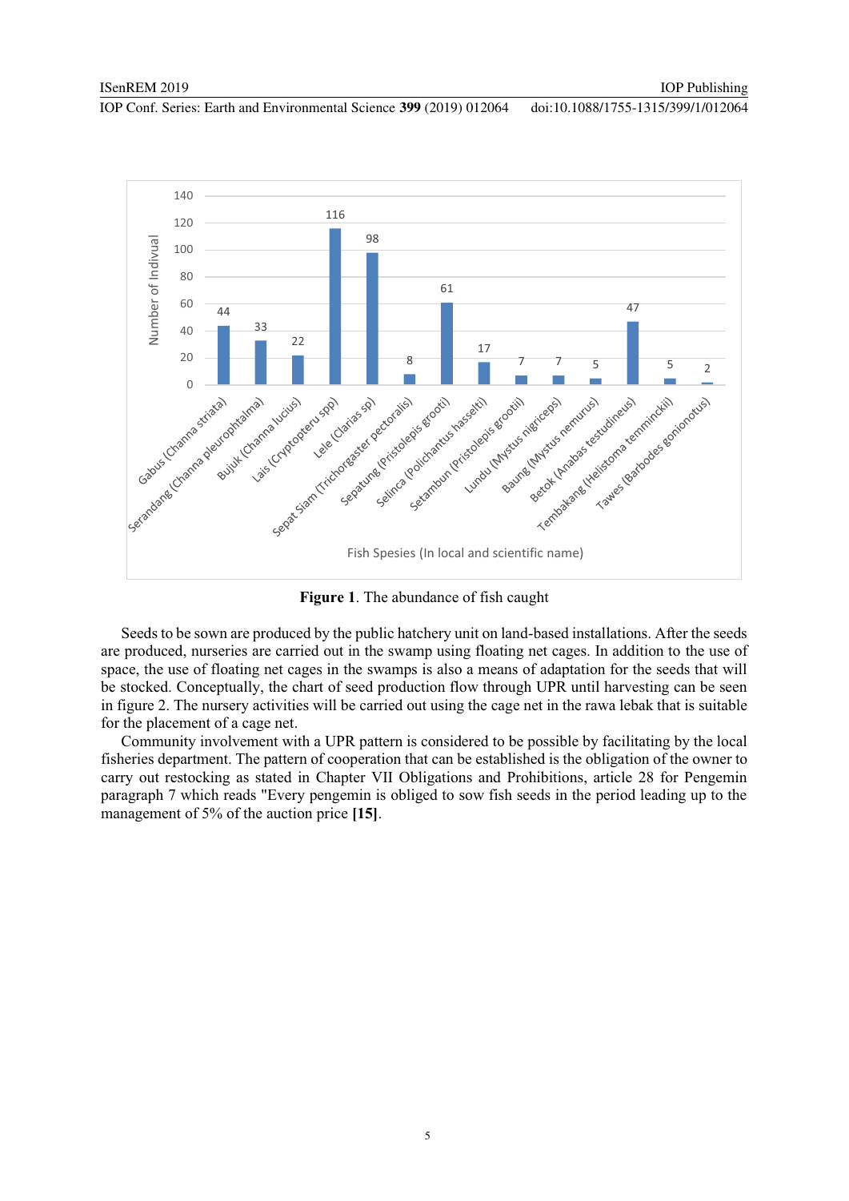Figure 1. The abundance of fish caught

Seeds to be sown are produced by the public hatchery unit on land-based installations. After the seeds are produced, nurseries are carried out in the swamp using floating net cages. In addition to the use of space, the use of floating net cages in the swamps is also a means of adaptation for the seeds that will be stocked. Conceptually, the chart of seed production flow through UPR until harvesting can be seen in figure 2. The nursery activities will be carried out using the cage net in the rawa lebak that is suitable for the placement of a cage net.

Community involvement with a UPR pattern is considered to be possible by facilitating by the local fisheries department. The pattern of cooperation that can be established is the obligation of the owner to carry out restocking as stated in Chapter VII Obligations and Prohibitions, article 28 for Pengemin paragraph 7 which reads "Every pengemin is obliged to sow fish seeds in the period leading up to the management of 5% of the auction price **[15]**.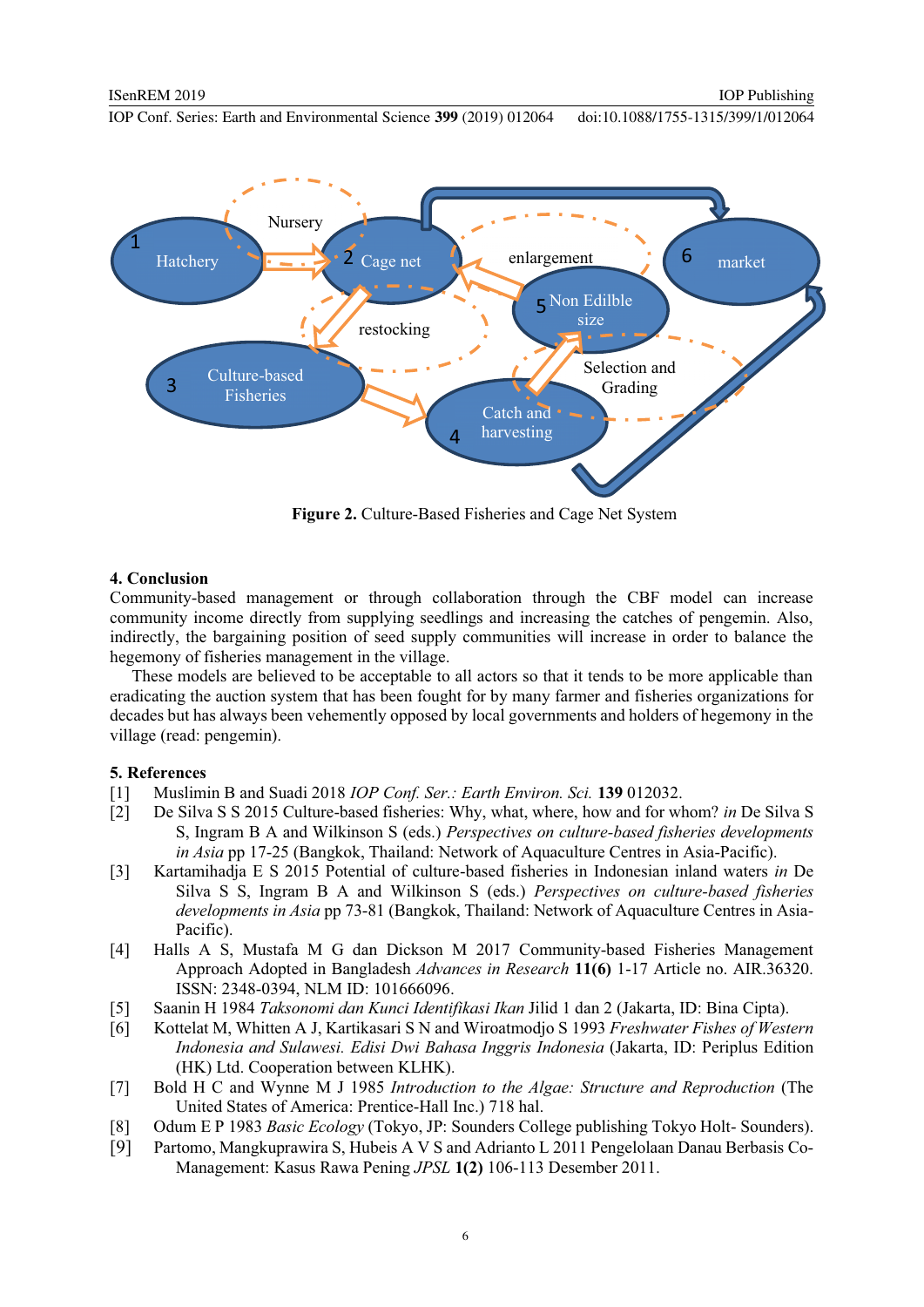**Figure 2.** Culture-Based Fisheries and Cage Net System

## 4. Conclusion

Community-based management or through collaboration through the CBF model can increase community income directly from supplying seedlings and increasing the catches of pengemin. Also, indirectly, the bargaining position of seed supply communities will increase in order to balance the hegemony of fisheries management in the village.

These models are believed to be acceptable to all actors so that it tends to be more applicable than eradicating the auction system that has been fought for by many farmer and fisheries organizations for decades but has always been vehemently opposed by local governments and holders of hegemony in the village (read: pengemin).

## 5. References

[1] Muslimin B and Suadi 2018 *IOP Conf. Ser.: Earth Environ. Sci.* **139** 012032.

[2] De Silva S S 2015 Culture-based fisheries: Why, what, where, how and for whom? *in* De Silva S S, Ingram B A and Wilkinson S (eds.) *Perspectives on culture-based fisheries developments in Asia* pp 17-25 (Bangkok, Thailand: Network of Aquaculture Centres in Asia-Pacific).

[3] Kartamihadja E S 2015 Potential of culture-based fisheries in Indonesian inland waters *in* De Silva S S, Ingram B A and Wilkinson S (eds.) *Perspectives on culture-based fisheries developments in Asia* pp 73-81 (Bangkok, Thailand: Network of Aquaculture Centres in Asia-Pacific).

[4] Halls A S, Mustafa M G dan Dickson M 2017 Community-based Fisheries Management Approach Adopted in Bangladesh *Advances in Research* **11(6)** 1-17 Article no. AIR.36320. ISSN: 2348-0394, NLM ID: 101666096.

[5] Saanin H 1984 *Taksonomi dan Kunci Identifikasi Ikan* Jilid 1 dan 2 (Jakarta, ID: Bina Cipta).

[6] Kottelat M, Whitten A J, Kartikasari S N and Wiroatmodjo S 1993 *Freshwater Fishes of Western Indonesia and Sulawesi. Edisi Dwi Bahasa Inggris Indonesia* (Jakarta, ID: Periplus Edition (HK) Ltd. Cooperation between KLHK).

[7] Bold H C and Wynne M J 1985 *Introduction to the Algae: Structure and Reproduction* (The United States of America: Prentice-Hall Inc.) 718 hal.

[8] Odum E P 1983 *Basic Ecology* (Tokyo, JP: Sounders College publishing Tokyo Holt- Sounders).

[9] Partomo, Mangkuprawira S, Hubeis A V S and Adrianto L 2011 Pengelolaan Danau Berbasis Co-Management: Kasus Rawa Pening *JPSL* **1(2)** 106-113 Desember 2011.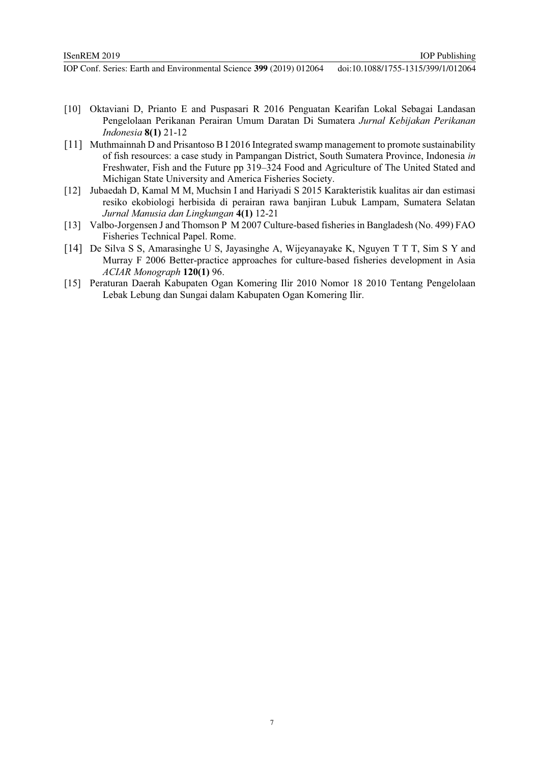[10] Oktaviani D, Prianto E and Puspasari R 2016 Penguatan Kearifan Lokal Sebagai Landasan Pengelolaan Perikanan Perairan Umum Daratan Di Sumatera *Jurnal Kebijakan Perikanan Indonesia* **8(1)** 21-12

[11] Muthmainnah D and Prisantoso B I 2016 Integrated swamp management to promote sustainability of fish resources: a case study in Pampangan District, South Sumatera Province, Indonesia *in* Freshwater, Fish and the Future pp 319–324 Food and Agriculture of The United Stated and Michigan State University and America Fisheries Society.

[12] Jubaedah D, Kamal M M, Muchsin I and Hariyadi S 2015 Karakteristik kualitas air dan estimasi resiko ekobiologi herbisida di perairan rawa banjiran Lubuk Lampam, Sumatera Selatan *Jurnal Manusia dan Lingkungan* **4(1)** 12-21

[13] Valbo-Jorgensen J and Thomson P M 2007 Culture-based fisheries in Bangladesh (No. 499) FAO Fisheries Technical Papel. Rome.

[14] De Silva S S, Amarasinghe U S, Jayasinghe A, Wijeyanayake K, Nguyen T T T, Sim S Y and Murray F 2006 Better-practice approaches for culture-based fisheries development in Asia *ACIAR Monograph* **120(1)** 96.

[15] Peraturan Daerah Kabupaten Ogan Komering Ilir 2010 Nomor 18 2010 Tentang Pengelolaan Lebak Lebung dan Sungai dalam Kabupaten Ogan Komering Ilir.